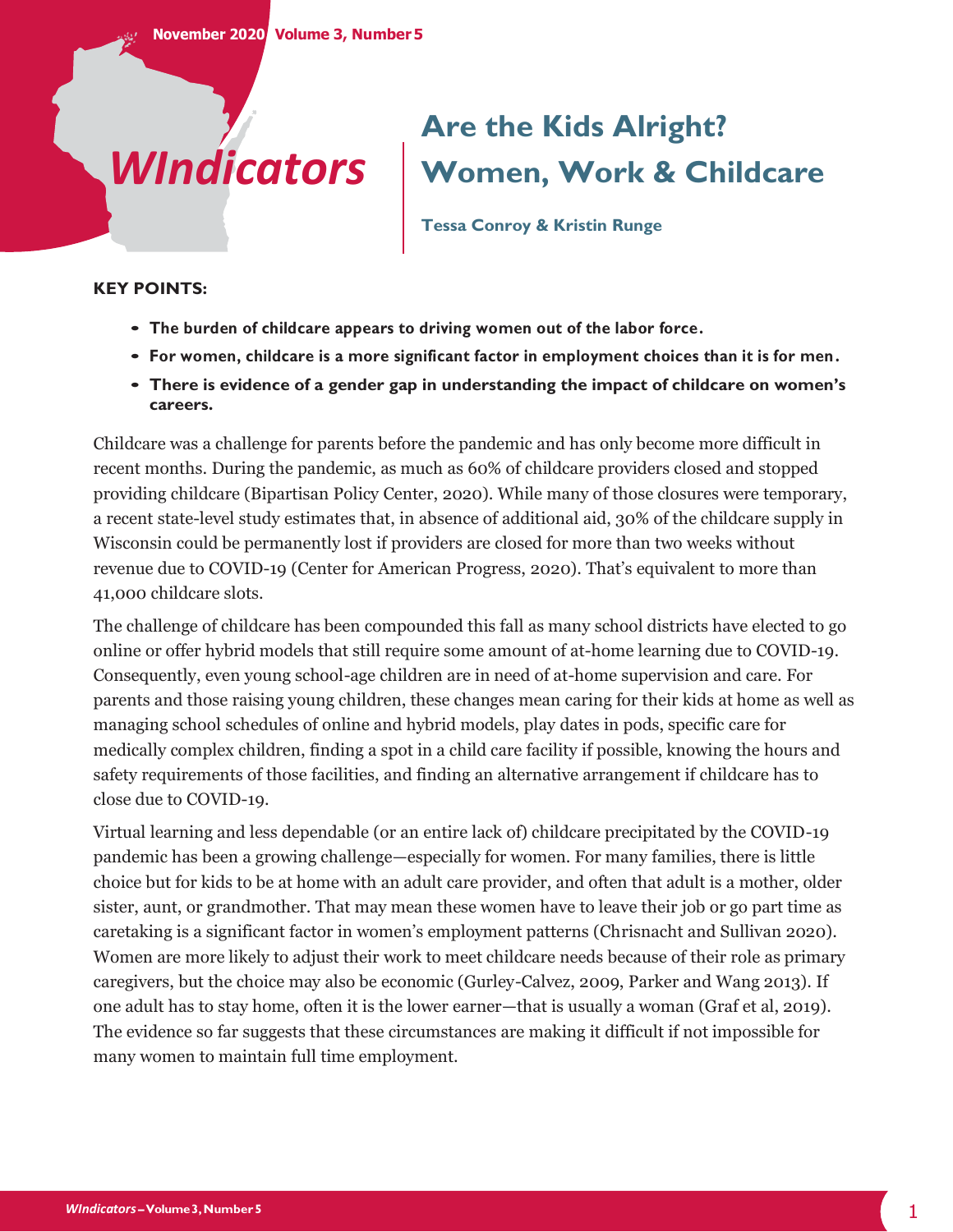# Are the Kids Alright? Women, Work & Childcare

**Tessa Conroy & Kristin Runge**

**KEY POINTS:**

- **The burden of childcare appears to driving women out of the labor force.**
- **For women, childcare is a more significant factor in employment choices than it is for men.**
- **There is evidence of a gender gap in understanding the impact of childcare on women's careers.**

Childcare was a challenge for parents before the pandemic and has only become more difficult in recent months. During the pandemic, as much as 60% of childcare providers closed and stopped providing childcare (Bipartisan Policy Center, 2020). While many of those closures were temporary, a recent state-level study estimates that, in absence of additional aid, 30% of the childcare supply in Wisconsin could be permanently lost if providers are closed for more than two weeks without revenue due to COVID-19 (Center for American Progress, 2020). That's equivalent to more than 41,000 childcare slots.

The challenge of childcare has been compounded this fall as many school districts have elected to go online or offer hybrid models that still require some amount of at-home learning due to COVID-19. Consequently, even young school-age children are in need of at-home supervision and care. For parents and those raising young children, these changes mean caring for their kids at home as well as managing school schedules of online and hybrid models, play dates in pods, specific care for medically complex children, finding a spot in a child care facility if possible, knowing the hours and safety requirements of those facilities, and finding an alternative arrangement if childcare has to close due to COVID-19.

Virtual learning and less dependable (or an entire lack of) childcare precipitated by the COVID-19 pandemic has been a growing challenge—especially for women. For many families, there is little choice but for kids to be at home with an adult care provider, and often that adult is a mother, older sister, aunt, or grandmother. That may mean these women have to leave their job or go part time as caretaking is a significant factor in women's employment patterns (Chrisnacht and Sullivan 2020). Women are more likely to adjust their work to meet childcare needs because of their role as primary caregivers, but the choice may also be economic (Gurley-Calvez, 2009, Parker and Wang 2013). If one adult has to stay home, often it is the lower earner—that is usually a woman (Graf et al, 2019). The evidence so far suggests that these circumstances are making it difficult if not impossible for many women to maintain full time employment.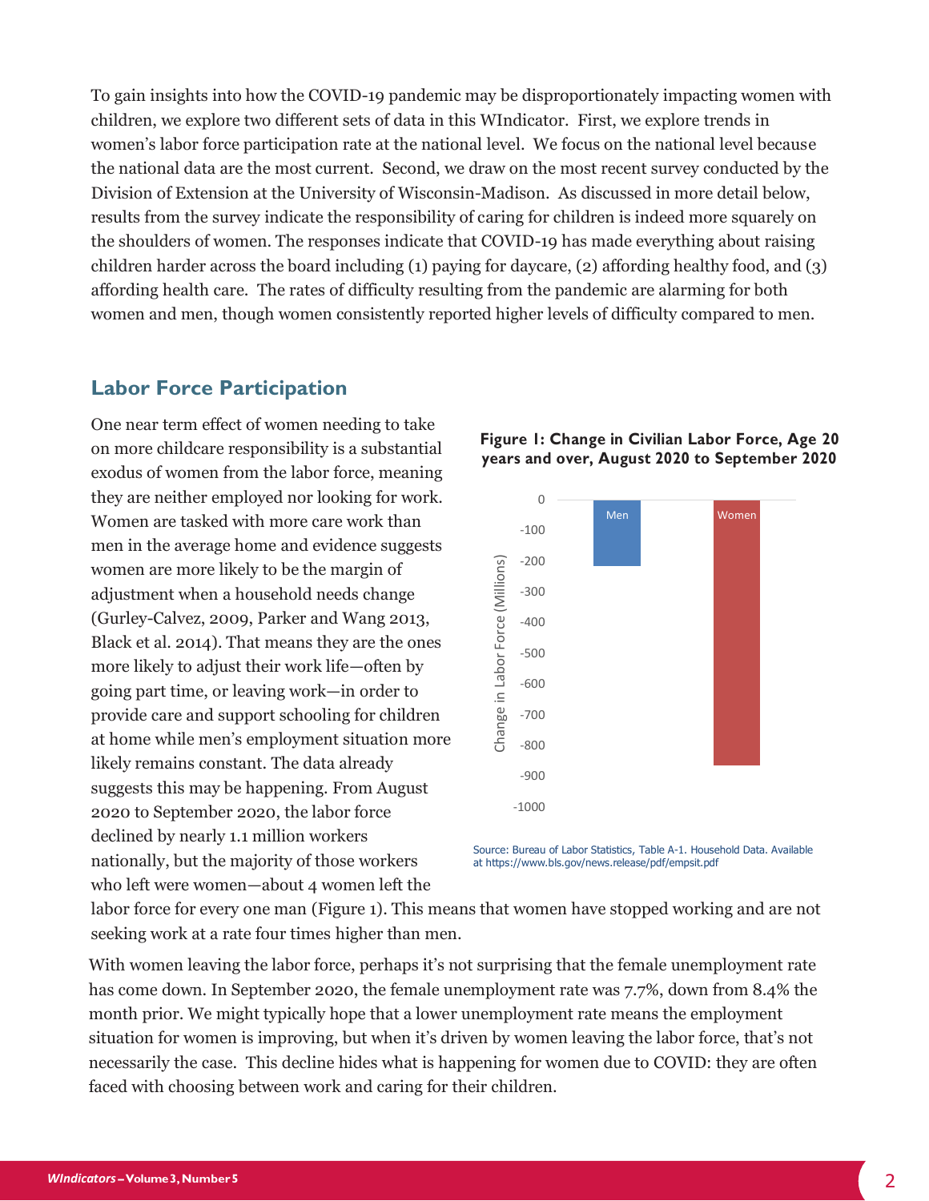To gain insights into how the COVID-19 pandemic may be disproportionately impacting women with children, we explore two different sets of data in this WIndicator. First, we explore trends in women's labor force participation rate at the national level. We focus on the national level because the national data are the most current. Second, we draw on the most recent survey conducted by the Division of Extension at the University of Wisconsin-Madison. As discussed in more detail below, results from the survey indicate the responsibility of caring for children is indeed more squarely on the shoulders of women. The responses indicate that COVID-19 has made everything about raising children harder across the board including (1) paying for daycare, (2) affording healthy food, and (3) affording health care. The rates of difficulty resulting from the pandemic are alarming for both women and men, though women consistently reported higher levels of difficulty compared to men.

## Labor Force Participation

One near term effect of women needing to take on more childcare responsibility is a substantial exodus of women from the labor force, meaning they are neither employed nor looking for work. Women are tasked with more care work than men in the average home and evidence suggests women are more likely to be the margin of adjustment when a household needs change (Gurley-Calvez, 2009, Parker and Wang 2013, Black et al. 2014). That means they are the ones more likely to adjust their work life—often by going part time, or leaving work—in order to provide care and support schooling for children at home while men's employment situation more likely remains constant. The data already suggests this may be happening. From August 2020 to September 2020, the labor force declined by nearly 1.1 million workers nationally, but the majority of those workers who left were women—about 4 women left the labor force for every one man (Figure 1). This means that women have stopped working and are not seeking work at a rate four times higher than men.

**Figure 1: Change in Civilian Labor Force, Age 20 years and over, August 2020 to September 2020**

Source: Bureau of Labor Statistics, Table A-1. Household Data. Available at https://www.bls.gov/news.release/pdf/empsit.pdf

With women leaving the labor force, perhaps it's not surprising that the female unemployment rate has come down. In September 2020, the female unemployment rate was 7.7%, down from 8.4% the month prior. We might typically hope that a lower unemployment rate means the employment situation for women is improving, but when it's driven by women leaving the labor force, that's not necessarily the case. This decline hides what is happening for women due to COVID: they are often faced with choosing between work and caring for their children.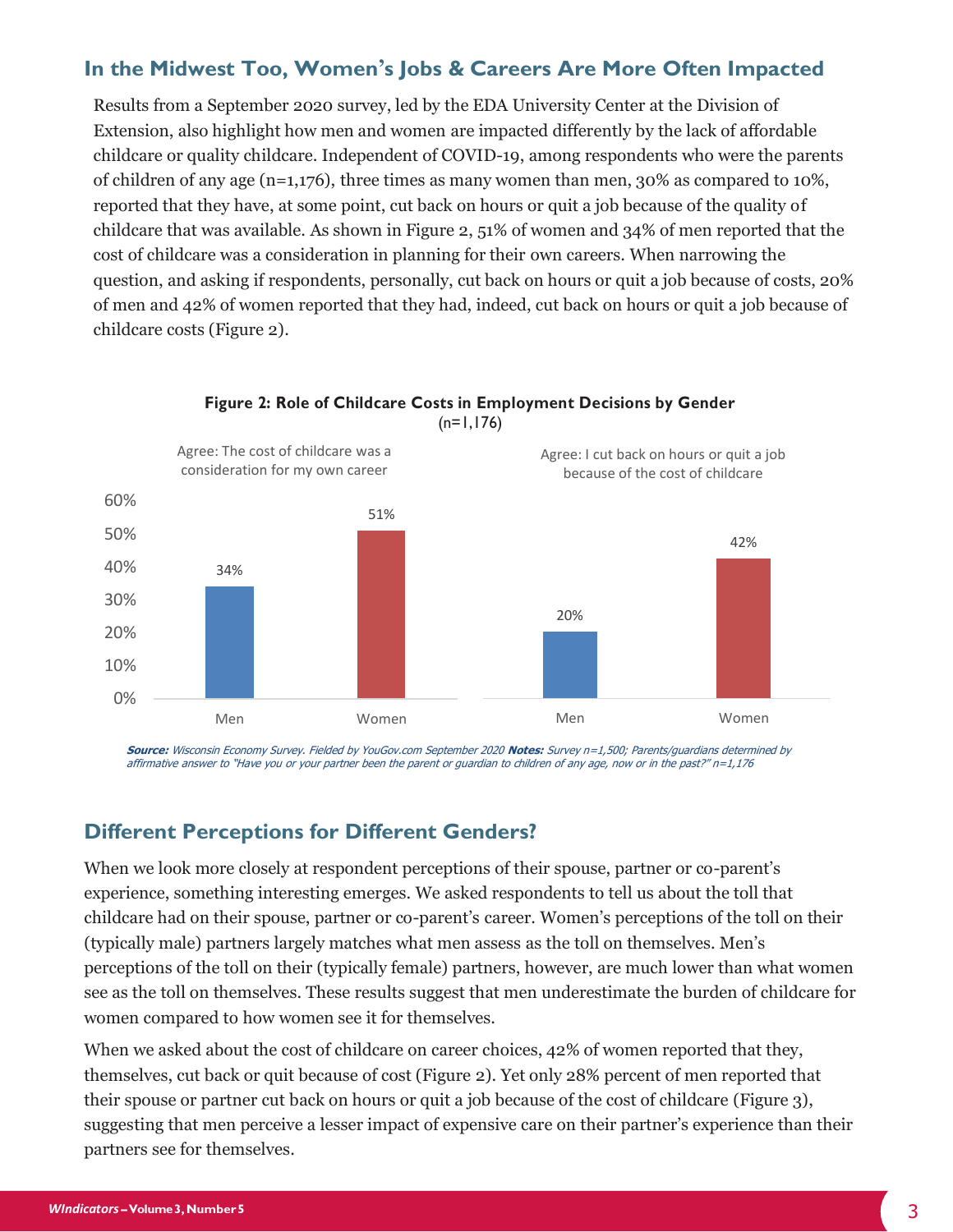## In the Midwest Too, Women's Jobs & Careers Are More Often Impacted

Results from a September 2020 survey, led by the EDA University Center at the Division of Extension, also highlight how men and women are impacted differently by the lack of affordable childcare or quality childcare. Independent of COVID-19, among respondents who were the parents of children of any age (n=1,176), three times as many women than men, 30% as compared to 10%, reported that they have, at some point, cut back on hours or quit a job because of the quality of childcare that was available. As shown in Figure 2, 51% of women and 34% of men reported that the cost of childcare was a consideration in planning for their own careers. When narrowing the question, and asking if respondents, personally, cut back on hours or quit a job because of costs, 20% of men and 42% of women reported that they had, indeed, cut back on hours or quit a job because of childcare costs (Figure 2).

**Figure 2: Role of Childcare Costs in Employment Decisions by Gender**
(n=1,176)

| | Agree: The cost of childcare was a consideration for my own career | Agree: I cut back on hours or quit a job because of the cost of childcare |
|---|---|---|
| Men | 34% | 20% |
| Women | 51% | 42% |

***Source:*** *Wisconsin Economy Survey. Fielded by YouGov.com September 2020* ***Notes:*** *Survey n=1,500; Parents/guardians determined by affirmative answer to "Have you or your partner been the parent or guardian to children of any age, now or in the past?" n=1,176*

## Different Perceptions for Different Genders?

When we look more closely at respondent perceptions of their spouse, partner or co-parent's experience, something interesting emerges. We asked respondents to tell us about the toll that childcare had on their spouse, partner or co-parent's career. Women's perceptions of the toll on their (typically male) partners largely matches what men assess as the toll on themselves. Men's perceptions of the toll on their (typically female) partners, however, are much lower than what women see as the toll on themselves. These results suggest that men underestimate the burden of childcare for women compared to how women see it for themselves.

When we asked about the cost of childcare on career choices, 42% of women reported that they, themselves, cut back or quit because of cost (Figure 2). Yet only 28% percent of men reported that their spouse or partner cut back on hours or quit a job because of the cost of childcare (Figure 3), suggesting that men perceive a lesser impact of expensive care on their partner's experience than their partners see for themselves.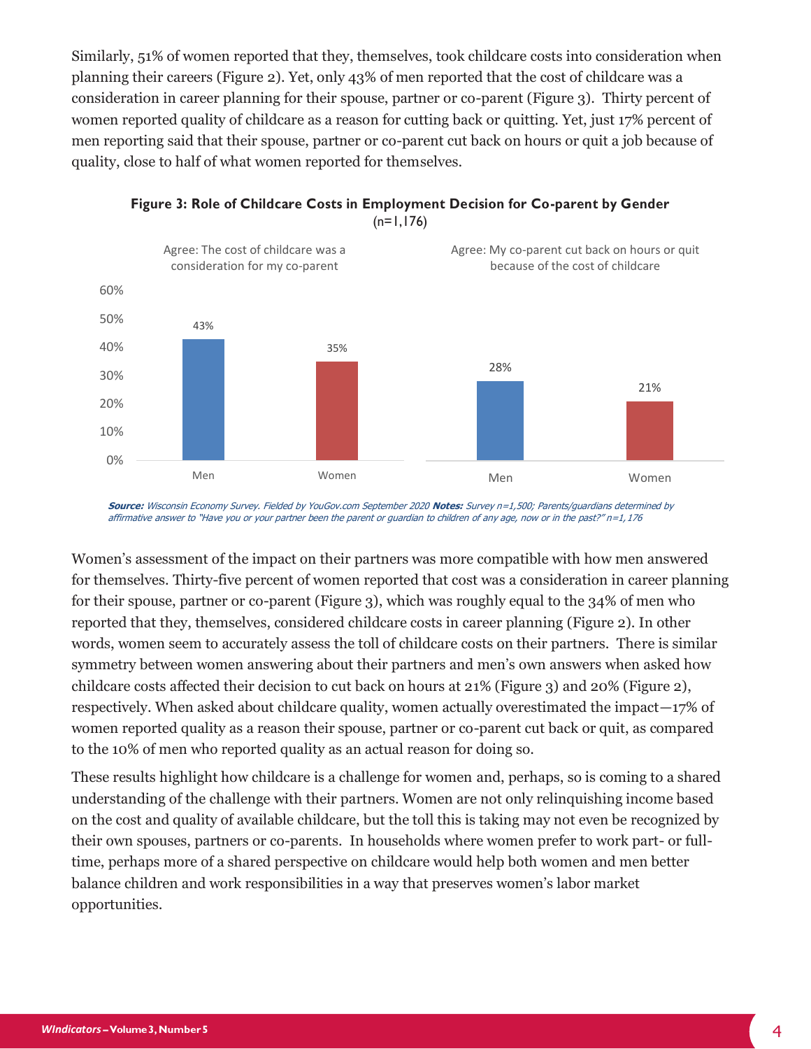Similarly, 51% of women reported that they, themselves, took childcare costs into consideration when planning their careers (Figure 2). Yet, only 43% of men reported that the cost of childcare was a consideration in career planning for their spouse, partner or co-parent (Figure 3). Thirty percent of women reported quality of childcare as a reason for cutting back or quitting. Yet, just 17% percent of men reporting said that their spouse, partner or co-parent cut back on hours or quit a job because of quality, close to half of what women reported for themselves.

**Figure 3: Role of Childcare Costs in Employment Decision for Co-parent by Gender**
(n=1,176)

| | Agree: The cost of childcare was a consideration for my co-parent | Agree: My co-parent cut back on hours or quit because of the cost of childcare |
|---|---|---|
| Men | 43% | 28% |
| Women | 35% | 21% |

***Source:*** *Wisconsin Economy Survey. Fielded by YouGov.com September 2020* ***Notes:*** *Survey n=1,500; Parents/guardians determined by affirmative answer to "Have you or your partner been the parent or guardian to children of any age, now or in the past?" n=1,176*

Women's assessment of the impact on their partners was more compatible with how men answered for themselves. Thirty-five percent of women reported that cost was a consideration in career planning for their spouse, partner or co-parent (Figure 3), which was roughly equal to the 34% of men who reported that they, themselves, considered childcare costs in career planning (Figure 2). In other words, women seem to accurately assess the toll of childcare costs on their partners. There is similar symmetry between women answering about their partners and men's own answers when asked how childcare costs affected their decision to cut back on hours at 21% (Figure 3) and 20% (Figure 2), respectively. When asked about childcare quality, women actually overestimated the impact—17% of women reported quality as a reason their spouse, partner or co-parent cut back or quit, as compared to the 10% of men who reported quality as an actual reason for doing so.

These results highlight how childcare is a challenge for women and, perhaps, so is coming to a shared understanding of the challenge with their partners. Women are not only relinquishing income based on the cost and quality of available childcare, but the toll this is taking may not even be recognized by their own spouses, partners or co-parents. In households where women prefer to work part- or full-time, perhaps more of a shared perspective on childcare would help both women and men better balance children and work responsibilities in a way that preserves women's labor market opportunities.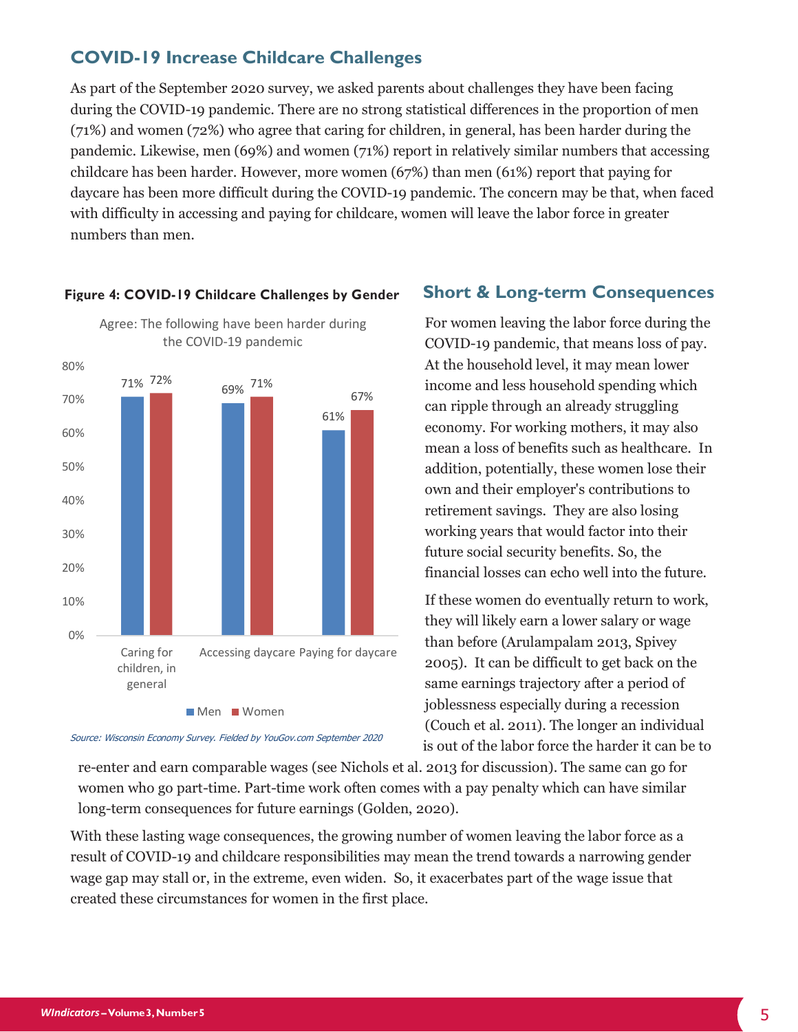## COVID-19 Increase Childcare Challenges

As part of the September 2020 survey, we asked parents about challenges they have been facing during the COVID-19 pandemic. There are no strong statistical differences in the proportion of men (71%) and women (72%) who agree that caring for children, in general, has been harder during the pandemic. Likewise, men (69%) and women (71%) report in relatively similar numbers that accessing childcare has been harder. However, more women (67%) than men (61%) report that paying for daycare has been more difficult during the COVID-19 pandemic. The concern may be that, when faced with difficulty in accessing and paying for childcare, women will leave the labor force in greater numbers than men.

**Figure 4: COVID-19 Childcare Challenges by Gender**

Agree: The following have been harder during the COVID-19 pandemic

| | Men | Women |
|---|---|---|
| Caring for children, in general | 71% | 72% |
| Accessing daycare | 69% | 71% |
| Paying for daycare | 61% | 67% |

*Source: Wisconsin Economy Survey. Fielded by YouGov.com September 2020*

## Short & Long-term Consequences

For women leaving the labor force during the COVID-19 pandemic, that means loss of pay. At the household level, it may mean lower income and less household spending which can ripple through an already struggling economy. For working mothers, it may also mean a loss of benefits such as healthcare. In addition, potentially, these women lose their own and their employer's contributions to retirement savings. They are also losing working years that would factor into their future social security benefits. So, the financial losses can echo well into the future.

If these women do eventually return to work, they will likely earn a lower salary or wage than before (Arulampalam 2013, Spivey 2005). It can be difficult to get back on the same earnings trajectory after a period of joblessness especially during a recession (Couch et al. 2011). The longer an individual is out of the labor force the harder it can be to re-enter and earn comparable wages (see Nichols et al. 2013 for discussion). The same can go for women who go part-time. Part-time work often comes with a pay penalty which can have similar long-term consequences for future earnings (Golden, 2020).

With these lasting wage consequences, the growing number of women leaving the labor force as a result of COVID-19 and childcare responsibilities may mean the trend towards a narrowing gender wage gap may stall or, in the extreme, even widen. So, it exacerbates part of the wage issue that created these circumstances for women in the first place.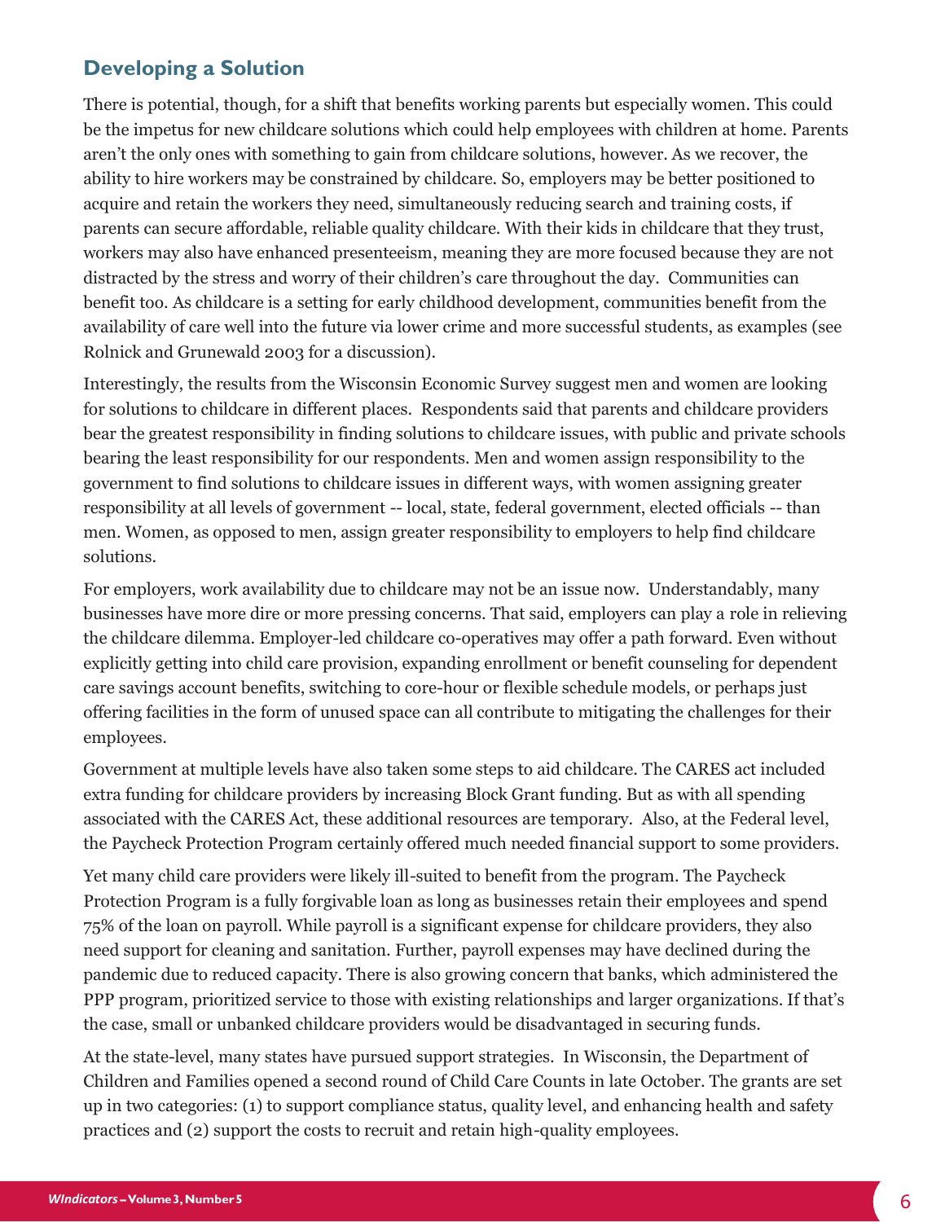## Developing a Solution

There is potential, though, for a shift that benefits working parents but especially women. This could be the impetus for new childcare solutions which could help employees with children at home. Parents aren't the only ones with something to gain from childcare solutions, however. As we recover, the ability to hire workers may be constrained by childcare. So, employers may be better positioned to acquire and retain the workers they need, simultaneously reducing search and training costs, if parents can secure affordable, reliable quality childcare. With their kids in childcare that they trust, workers may also have enhanced presenteeism, meaning they are more focused because they are not distracted by the stress and worry of their children's care throughout the day. Communities can benefit too. As childcare is a setting for early childhood development, communities benefit from the availability of care well into the future via lower crime and more successful students, as examples (see Rolnick and Grunewald 2003 for a discussion).

Interestingly, the results from the Wisconsin Economic Survey suggest men and women are looking for solutions to childcare in different places. Respondents said that parents and childcare providers bear the greatest responsibility in finding solutions to childcare issues, with public and private schools bearing the least responsibility for our respondents. Men and women assign responsibility to the government to find solutions to childcare issues in different ways, with women assigning greater responsibility at all levels of government -- local, state, federal government, elected officials -- than men. Women, as opposed to men, assign greater responsibility to employers to help find childcare solutions.

For employers, work availability due to childcare may not be an issue now. Understandably, many businesses have more dire or more pressing concerns. That said, employers can play a role in relieving the childcare dilemma. Employer-led childcare co-operatives may offer a path forward. Even without explicitly getting into child care provision, expanding enrollment or benefit counseling for dependent care savings account benefits, switching to core-hour or flexible schedule models, or perhaps just offering facilities in the form of unused space can all contribute to mitigating the challenges for their employees.

Government at multiple levels have also taken some steps to aid childcare. The CARES act included extra funding for childcare providers by increasing Block Grant funding. But as with all spending associated with the CARES Act, these additional resources are temporary. Also, at the Federal level, the Paycheck Protection Program certainly offered much needed financial support to some providers.

Yet many child care providers were likely ill-suited to benefit from the program. The Paycheck Protection Program is a fully forgivable loan as long as businesses retain their employees and spend 75% of the loan on payroll. While payroll is a significant expense for childcare providers, they also need support for cleaning and sanitation. Further, payroll expenses may have declined during the pandemic due to reduced capacity. There is also growing concern that banks, which administered the PPP program, prioritized service to those with existing relationships and larger organizations. If that's the case, small or unbanked childcare providers would be disadvantaged in securing funds.

At the state-level, many states have pursued support strategies. In Wisconsin, the Department of Children and Families opened a second round of Child Care Counts in late October. The grants are set up in two categories: (1) to support compliance status, quality level, and enhancing health and safety practices and (2) support the costs to recruit and retain high-quality employees.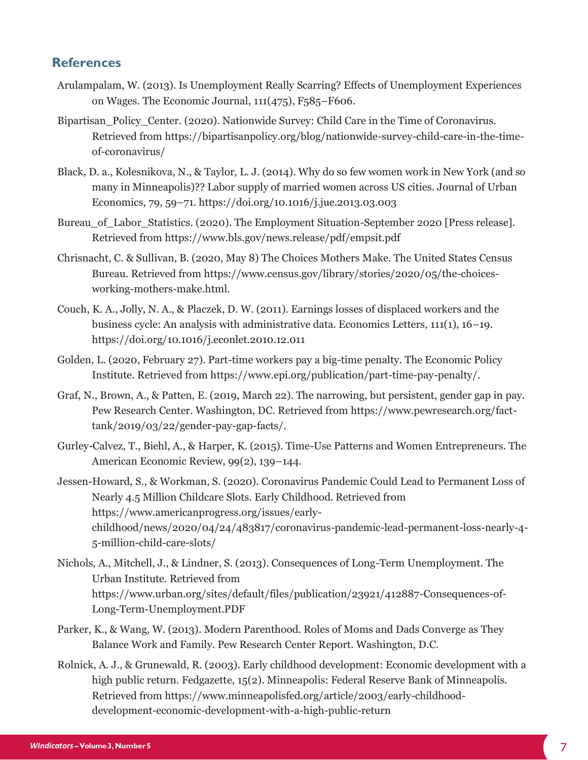## References

Arulampalam, W. (2013). Is Unemployment Really Scarring? Effects of Unemployment Experiences on Wages. The Economic Journal, 111(475), F585–F606.

Bipartisan_Policy_Center. (2020). Nationwide Survey: Child Care in the Time of Coronavirus. Retrieved from https://bipartisanpolicy.org/blog/nationwide-survey-child-care-in-the-time-of-coronavirus/

Black, D. a., Kolesnikova, N., & Taylor, L. J. (2014). Why do so few women work in New York (and so many in Minneapolis)?? Labor supply of married women across US cities. Journal of Urban Economics, 79, 59–71. https://doi.org/10.1016/j.jue.2013.03.003

Bureau_of_Labor_Statistics. (2020). The Employment Situation-September 2020 [Press release]. Retrieved from https://www.bls.gov/news.release/pdf/empsit.pdf

Chrisnacht, C. & Sullivan, B. (2020, May 8) The Choices Mothers Make. The United States Census Bureau. Retrieved from https://www.census.gov/library/stories/2020/05/the-choices-working-mothers-make.html.

Couch, K. A., Jolly, N. A., & Placzek, D. W. (2011). Earnings losses of displaced workers and the business cycle: An analysis with administrative data. Economics Letters, 111(1), 16–19. https://doi.org/10.1016/j.econlet.2010.12.011

Golden, L. (2020, February 27). Part-time workers pay a big-time penalty. The Economic Policy Institute. Retrieved from https://www.epi.org/publication/part-time-pay-penalty/.

Graf, N., Brown, A., & Patten, E. (2019, March 22). The narrowing, but persistent, gender gap in pay. Pew Research Center. Washington, DC. Retrieved from https://www.pewresearch.org/fact-tank/2019/03/22/gender-pay-gap-facts/.

Gurley-Calvez, T., Biehl, A., & Harper, K. (2015). Time-Use Patterns and Women Entrepreneurs. The American Economic Review, 99(2), 139–144.

Jessen-Howard, S., & Workman, S. (2020). Coronavirus Pandemic Could Lead to Permanent Loss of Nearly 4.5 Million Childcare Slots. Early Childhood. Retrieved from https://www.americanprogress.org/issues/early-childhood/news/2020/04/24/483817/coronavirus-pandemic-lead-permanent-loss-nearly-4-5-million-child-care-slots/

Nichols, A., Mitchell, J., & Lindner, S. (2013). Consequences of Long-Term Unemployment. The Urban Institute. Retrieved from https://www.urban.org/sites/default/files/publication/23921/412887-Consequences-of-Long-Term-Unemployment.PDF

Parker, K., & Wang, W. (2013). Modern Parenthood. Roles of Moms and Dads Converge as They Balance Work and Family. Pew Research Center Report. Washington, D.C.

Rolnick, A. J., & Grunewald, R. (2003). Early childhood development: Economic development with a high public return. Fedgazette, 15(2). Minneapolis: Federal Reserve Bank of Minneapolis. Retrieved from https://www.minneapolisfed.org/article/2003/early-childhood-development-economic-development-with-a-high-public-return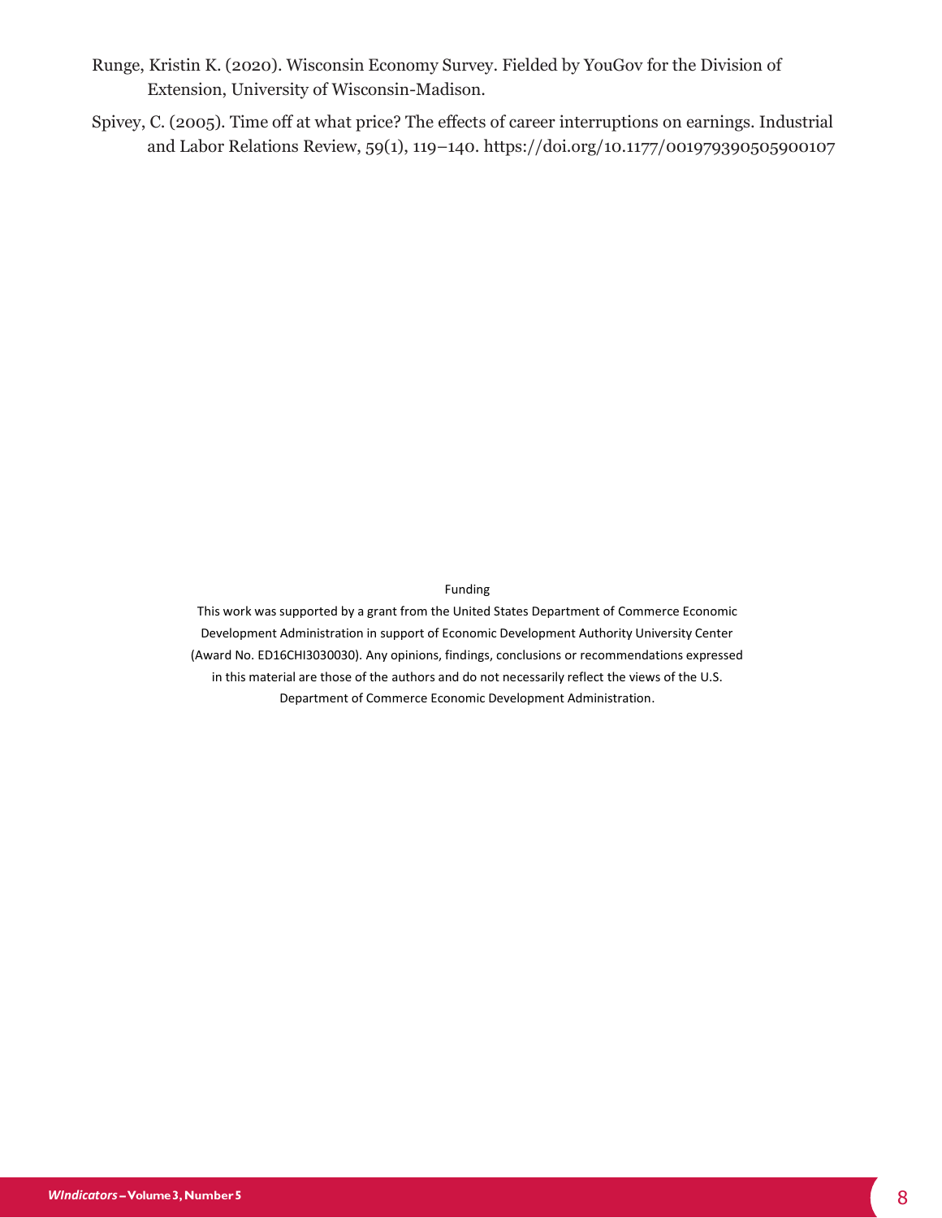Runge, Kristin K. (2020). Wisconsin Economy Survey. Fielded by YouGov for the Division of Extension, University of Wisconsin-Madison.

Spivey, C. (2005). Time off at what price? The effects of career interruptions on earnings. Industrial and Labor Relations Review, 59(1), 119–140. https://doi.org/10.1177/001979390505900107

Funding

This work was supported by a grant from the United States Department of Commerce Economic Development Administration in support of Economic Development Authority University Center (Award No. ED16CHI3030030). Any opinions, findings, conclusions or recommendations expressed in this material are those of the authors and do not necessarily reflect the views of the U.S. Department of Commerce Economic Development Administration.